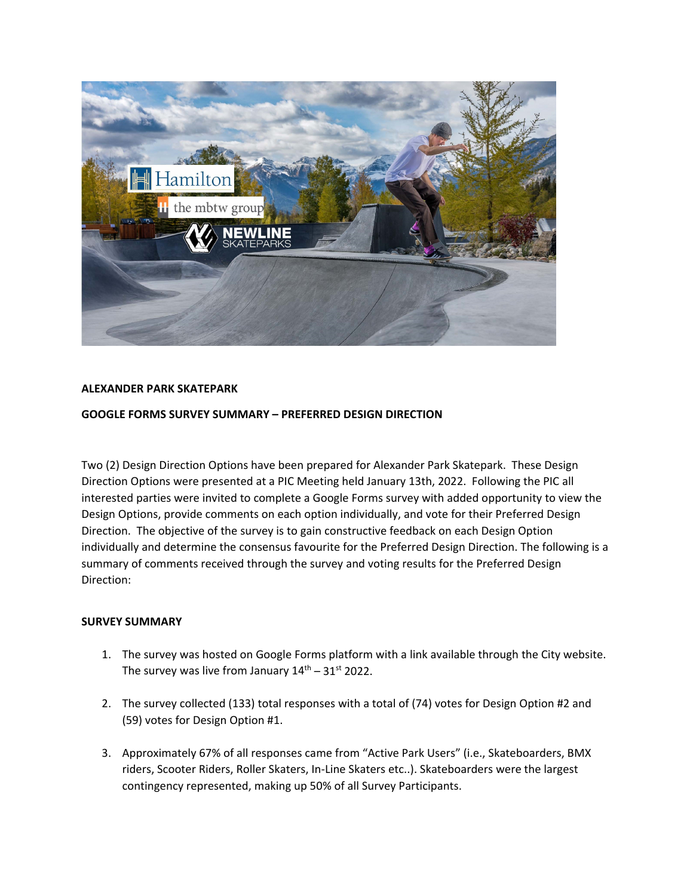## ALEXANDER PARK SKATEPARK

## GOOGLE FORMS SURVEY SUMMARY – PREFERRED DESIGN DIRECTION

Two (2) Design Direction Options have been prepared for Alexander Park Skatepark. These Design Direction Options were presented at a PIC Meeting held January 13th, 2022. Following the PIC all interested parties were invited to complete a Google Forms survey with added opportunity to view the Design Options, provide comments on each option individually, and vote for their Preferred Design Direction. The objective of the survey is to gain constructive feedback on each Design Option individually and determine the consensus favourite for the Preferred Design Direction. The following is a summary of comments received through the survey and voting results for the Preferred Design Direction:

### SURVEY SUMMARY

1. The survey was hosted on Google Forms platform with a link available through the City website. The survey was live from January 14th – 31st 2022.

2. The survey collected (133) total responses with a total of (74) votes for Design Option #2 and (59) votes for Design Option #1.

3. Approximately 67% of all responses came from "Active Park Users" (i.e., Skateboarders, BMX riders, Scooter Riders, Roller Skaters, In-Line Skaters etc..). Skateboarders were the largest contingency represented, making up 50% of all Survey Participants.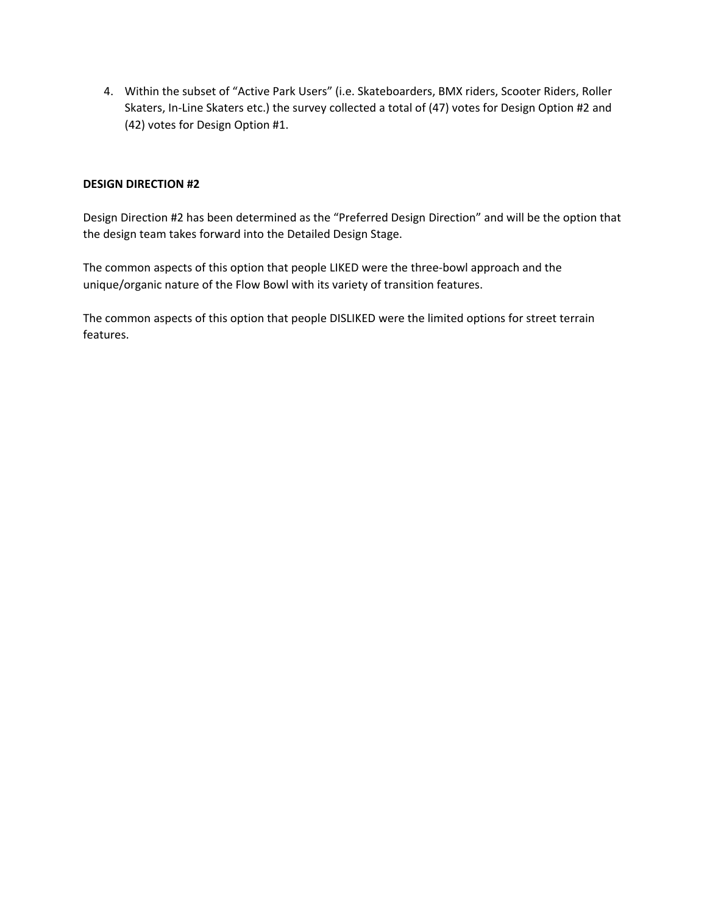4. Within the subset of "Active Park Users" (i.e. Skateboarders, BMX riders, Scooter Riders, Roller Skaters, In-Line Skaters etc.) the survey collected a total of (47) votes for Design Option #2 and (42) votes for Design Option #1.

**DESIGN DIRECTION #2**

Design Direction #2 has been determined as the "Preferred Design Direction" and will be the option that the design team takes forward into the Detailed Design Stage.

The common aspects of this option that people LIKED were the three-bowl approach and the unique/organic nature of the Flow Bowl with its variety of transition features.

The common aspects of this option that people DISLIKED were the limited options for street terrain features.